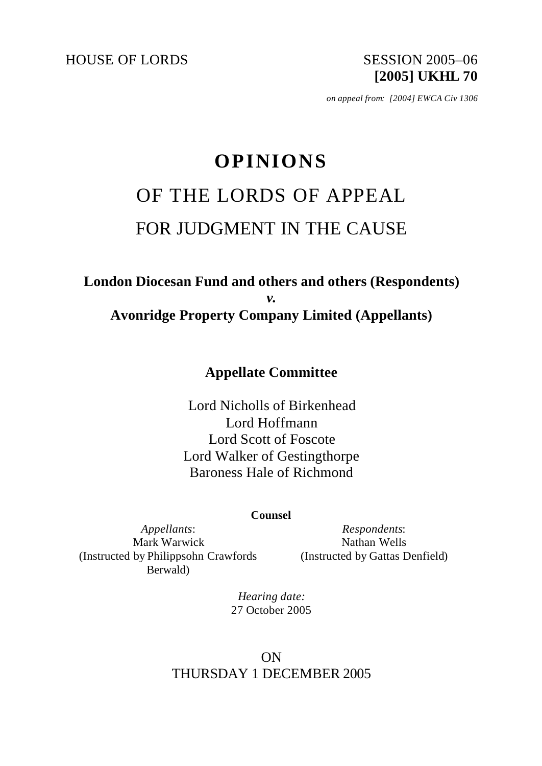HOUSE OF LORDS

SESSION 2005–06
**[2005] UKHL 70**

*on appeal from: [2004] EWCA Civ 1306*

# OPINIONS

# OF THE LORDS OF APPEAL

# FOR JUDGMENT IN THE CAUSE

**London Diocesan Fund and others and others (Respondents)**
***v.***
**Avonridge Property Company Limited (Appellants)**

**Appellate Committee**

Lord Nicholls of Birkenhead
Lord Hoffmann
Lord Scott of Foscote
Lord Walker of Gestingthorpe
Baroness Hale of Richmond

**Counsel**

| *Appellants*: | *Respondents*: |
|---|---|
| Mark Warwick | Nathan Wells |
| (Instructed by Philippsohn Crawfords Berwald) | (Instructed by Gattas Denfield) |

*Hearing date:*
27 October 2005

ON
THURSDAY 1 DECEMBER 2005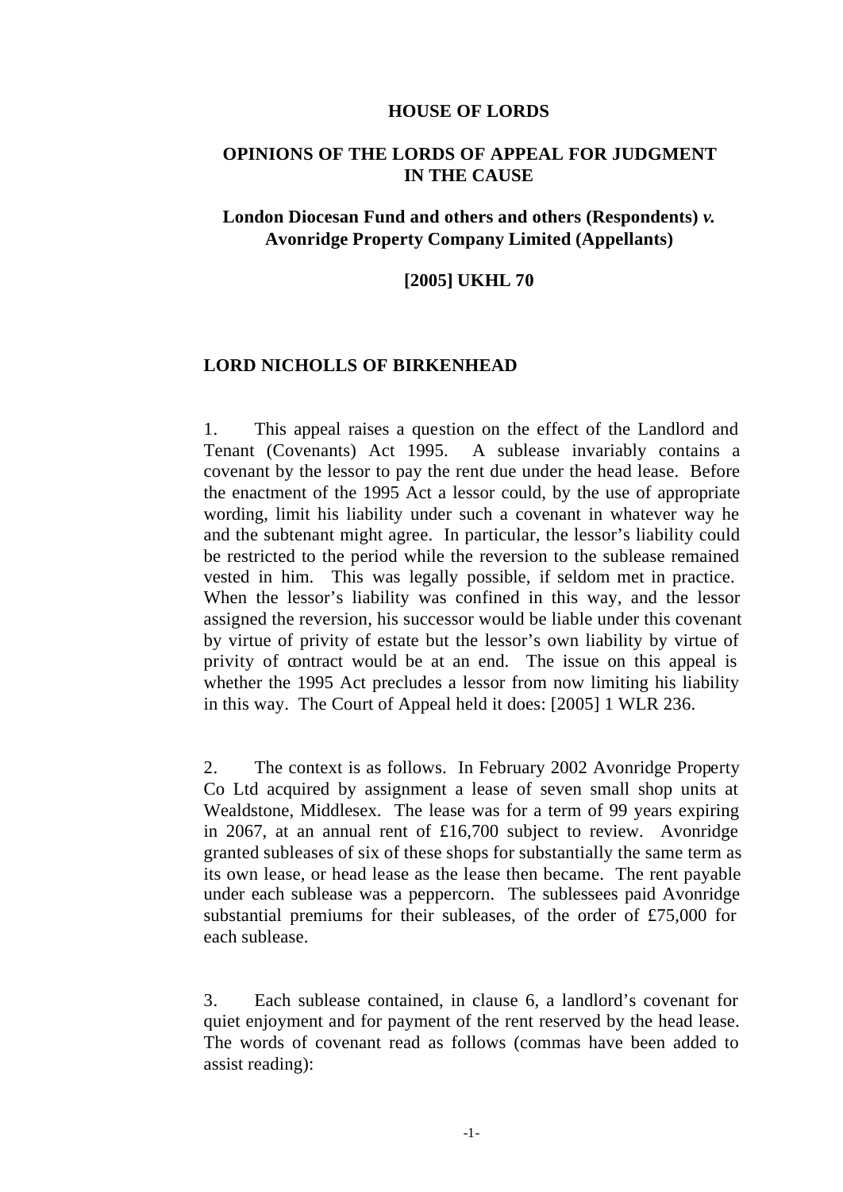**HOUSE OF LORDS**

**OPINIONS OF THE LORDS OF APPEAL FOR JUDGMENT IN THE CAUSE**

**London Diocesan Fund and others and others (Respondents) *v.* Avonridge Property Company Limited (Appellants)**

**[2005] UKHL 70**

**LORD NICHOLLS OF BIRKENHEAD**

1. This appeal raises a question on the effect of the Landlord and Tenant (Covenants) Act 1995. A sublease invariably contains a covenant by the lessor to pay the rent due under the head lease. Before the enactment of the 1995 Act a lessor could, by the use of appropriate wording, limit his liability under such a covenant in whatever way he and the subtenant might agree. In particular, the lessor's liability could be restricted to the period while the reversion to the sublease remained vested in him. This was legally possible, if seldom met in practice. When the lessor's liability was confined in this way, and the lessor assigned the reversion, his successor would be liable under this covenant by virtue of privity of estate but the lessor's own liability by virtue of privity of contract would be at an end. The issue on this appeal is whether the 1995 Act precludes a lessor from now limiting his liability in this way. The Court of Appeal held it does: [2005] 1 WLR 236.

2. The context is as follows. In February 2002 Avonridge Property Co Ltd acquired by assignment a lease of seven small shop units at Wealdstone, Middlesex. The lease was for a term of 99 years expiring in 2067, at an annual rent of £16,700 subject to review. Avonridge granted subleases of six of these shops for substantially the same term as its own lease, or head lease as the lease then became. The rent payable under each sublease was a peppercorn. The sublessees paid Avonridge substantial premiums for their subleases, of the order of £75,000 for each sublease.

3. Each sublease contained, in clause 6, a landlord's covenant for quiet enjoyment and for payment of the rent reserved by the head lease. The words of covenant read as follows (commas have been added to assist reading):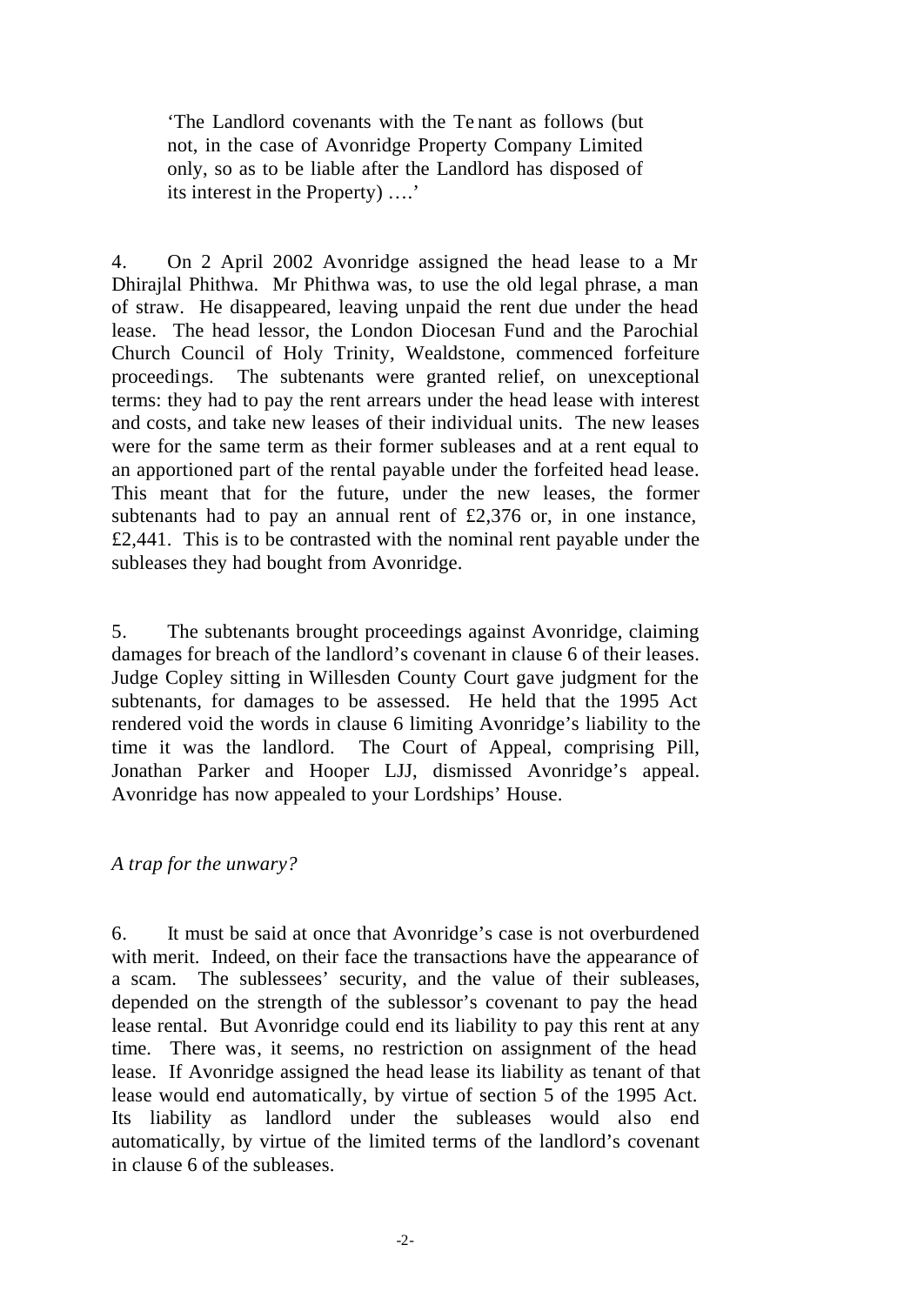> 'The Landlord covenants with the Tenant as follows (but not, in the case of Avonridge Property Company Limited only, so as to be liable after the Landlord has disposed of its interest in the Property) ….'

4. On 2 April 2002 Avonridge assigned the head lease to a Mr Dhirajlal Phithwa. Mr Phithwa was, to use the old legal phrase, a man of straw. He disappeared, leaving unpaid the rent due under the head lease. The head lessor, the London Diocesan Fund and the Parochial Church Council of Holy Trinity, Wealdstone, commenced forfeiture proceedings. The subtenants were granted relief, on unexceptional terms: they had to pay the rent arrears under the head lease with interest and costs, and take new leases of their individual units. The new leases were for the same term as their former subleases and at a rent equal to an apportioned part of the rental payable under the forfeited head lease. This meant that for the future, under the new leases, the former subtenants had to pay an annual rent of £2,376 or, in one instance, £2,441. This is to be contrasted with the nominal rent payable under the subleases they had bought from Avonridge.

5. The subtenants brought proceedings against Avonridge, claiming damages for breach of the landlord's covenant in clause 6 of their leases. Judge Copley sitting in Willesden County Court gave judgment for the subtenants, for damages to be assessed. He held that the 1995 Act rendered void the words in clause 6 limiting Avonridge's liability to the time it was the landlord. The Court of Appeal, comprising Pill, Jonathan Parker and Hooper LJJ, dismissed Avonridge's appeal. Avonridge has now appealed to your Lordships' House.

*A trap for the unwary?*

6. It must be said at once that Avonridge's case is not overburdened with merit. Indeed, on their face the transactions have the appearance of a scam. The sublessees' security, and the value of their subleases, depended on the strength of the sublessor's covenant to pay the head lease rental. But Avonridge could end its liability to pay this rent at any time. There was, it seems, no restriction on assignment of the head lease. If Avonridge assigned the head lease its liability as tenant of that lease would end automatically, by virtue of section 5 of the 1995 Act. Its liability as landlord under the subleases would also end automatically, by virtue of the limited terms of the landlord's covenant in clause 6 of the subleases.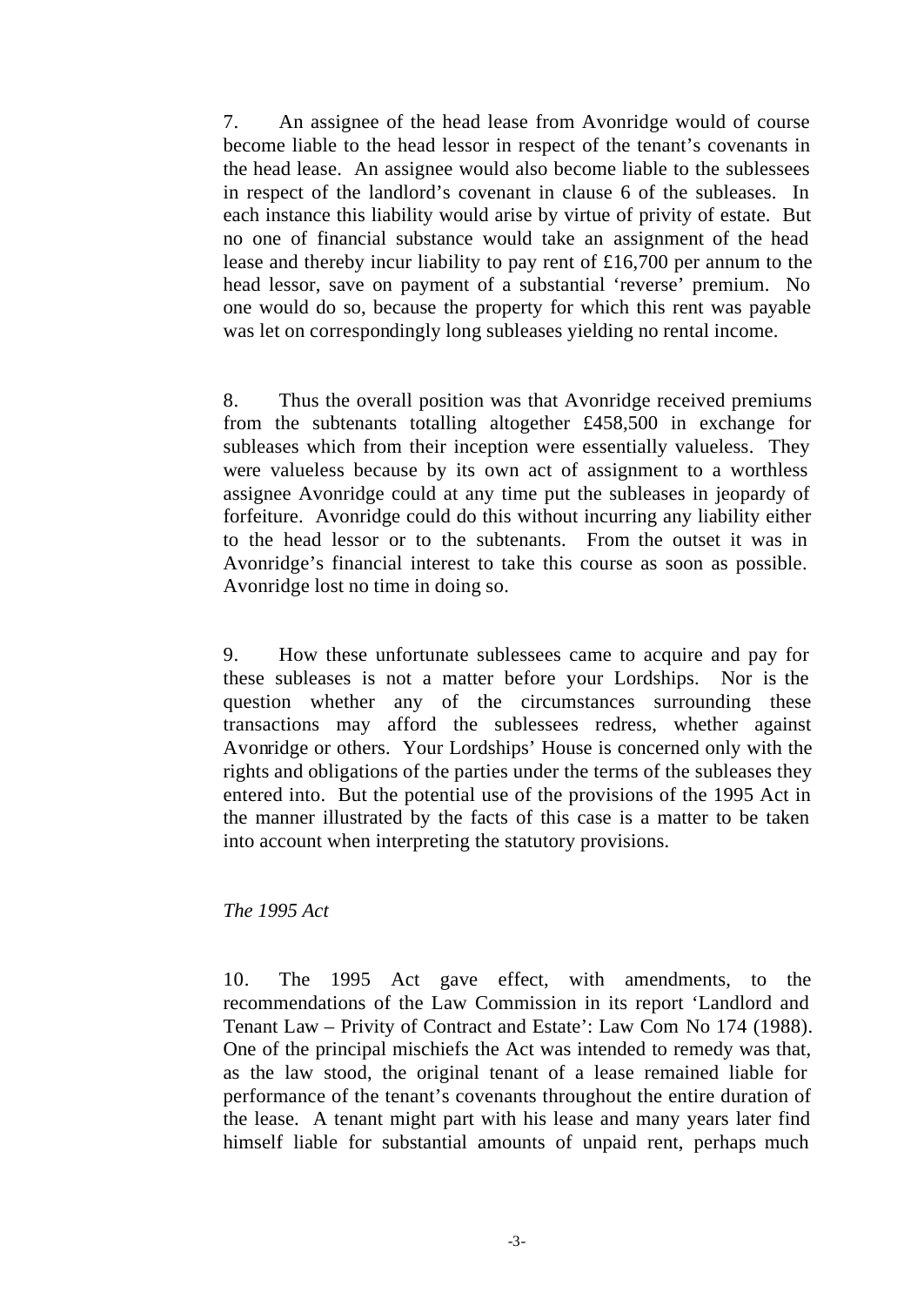7. An assignee of the head lease from Avonridge would of course become liable to the head lessor in respect of the tenant's covenants in the head lease. An assignee would also become liable to the sublessees in respect of the landlord's covenant in clause 6 of the subleases. In each instance this liability would arise by virtue of privity of estate. But no one of financial substance would take an assignment of the head lease and thereby incur liability to pay rent of £16,700 per annum to the head lessor, save on payment of a substantial 'reverse' premium. No one would do so, because the property for which this rent was payable was let on correspondingly long subleases yielding no rental income.

8. Thus the overall position was that Avonridge received premiums from the subtenants totalling altogether £458,500 in exchange for subleases which from their inception were essentially valueless. They were valueless because by its own act of assignment to a worthless assignee Avonridge could at any time put the subleases in jeopardy of forfeiture. Avonridge could do this without incurring any liability either to the head lessor or to the subtenants. From the outset it was in Avonridge's financial interest to take this course as soon as possible. Avonridge lost no time in doing so.

9. How these unfortunate sublessees came to acquire and pay for these subleases is not a matter before your Lordships. Nor is the question whether any of the circumstances surrounding these transactions may afford the sublessees redress, whether against Avonridge or others. Your Lordships' House is concerned only with the rights and obligations of the parties under the terms of the subleases they entered into. But the potential use of the provisions of the 1995 Act in the manner illustrated by the facts of this case is a matter to be taken into account when interpreting the statutory provisions.

*The 1995 Act*

10. The 1995 Act gave effect, with amendments, to the recommendations of the Law Commission in its report 'Landlord and Tenant Law – Privity of Contract and Estate': Law Com No 174 (1988). One of the principal mischiefs the Act was intended to remedy was that, as the law stood, the original tenant of a lease remained liable for performance of the tenant's covenants throughout the entire duration of the lease. A tenant might part with his lease and many years later find himself liable for substantial amounts of unpaid rent, perhaps much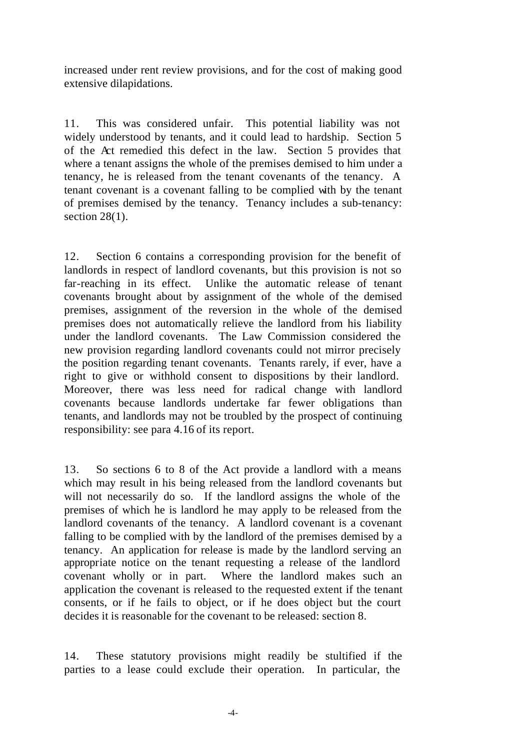increased under rent review provisions, and for the cost of making good extensive dilapidations.

11. This was considered unfair. This potential liability was not widely understood by tenants, and it could lead to hardship. Section 5 of the Act remedied this defect in the law. Section 5 provides that where a tenant assigns the whole of the premises demised to him under a tenancy, he is released from the tenant covenants of the tenancy. A tenant covenant is a covenant falling to be complied with by the tenant of premises demised by the tenancy. Tenancy includes a sub-tenancy: section 28(1).

12. Section 6 contains a corresponding provision for the benefit of landlords in respect of landlord covenants, but this provision is not so far-reaching in its effect. Unlike the automatic release of tenant covenants brought about by assignment of the whole of the demised premises, assignment of the reversion in the whole of the demised premises does not automatically relieve the landlord from his liability under the landlord covenants. The Law Commission considered the new provision regarding landlord covenants could not mirror precisely the position regarding tenant covenants. Tenants rarely, if ever, have a right to give or withhold consent to dispositions by their landlord. Moreover, there was less need for radical change with landlord covenants because landlords undertake far fewer obligations than tenants, and landlords may not be troubled by the prospect of continuing responsibility: see para 4.16 of its report.

13. So sections 6 to 8 of the Act provide a landlord with a means which may result in his being released from the landlord covenants but will not necessarily do so. If the landlord assigns the whole of the premises of which he is landlord he may apply to be released from the landlord covenants of the tenancy. A landlord covenant is a covenant falling to be complied with by the landlord of the premises demised by a tenancy. An application for release is made by the landlord serving an appropriate notice on the tenant requesting a release of the landlord covenant wholly or in part. Where the landlord makes such an application the covenant is released to the requested extent if the tenant consents, or if he fails to object, or if he does object but the court decides it is reasonable for the covenant to be released: section 8.

14. These statutory provisions might readily be stultified if the parties to a lease could exclude their operation. In particular, the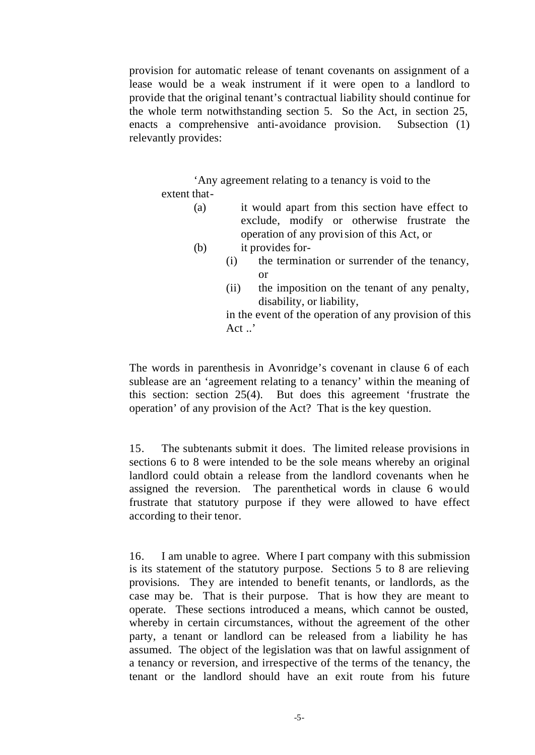provision for automatic release of tenant covenants on assignment of a lease would be a weak instrument if it were open to a landlord to provide that the original tenant's contractual liability should continue for the whole term notwithstanding section 5. So the Act, in section 25, enacts a comprehensive anti-avoidance provision. Subsection (1) relevantly provides:

> 'Any agreement relating to a tenancy is void to the extent that-
>
> (a) it would apart from this section have effect to exclude, modify or otherwise frustrate the operation of any provision of this Act, or
>
> (b) it provides for-
>
> (i) the termination or surrender of the tenancy, or
>
> (ii) the imposition on the tenant of any penalty, disability, or liability,
>
> in the event of the operation of any provision of this Act ..'

The words in parenthesis in Avonridge's covenant in clause 6 of each sublease are an 'agreement relating to a tenancy' within the meaning of this section: section 25(4). But does this agreement 'frustrate the operation' of any provision of the Act? That is the key question.

15. The subtenants submit it does. The limited release provisions in sections 6 to 8 were intended to be the sole means whereby an original landlord could obtain a release from the landlord covenants when he assigned the reversion. The parenthetical words in clause 6 would frustrate that statutory purpose if they were allowed to have effect according to their tenor.

16. I am unable to agree. Where I part company with this submission is its statement of the statutory purpose. Sections 5 to 8 are relieving provisions. They are intended to benefit tenants, or landlords, as the case may be. That is their purpose. That is how they are meant to operate. These sections introduced a means, which cannot be ousted, whereby in certain circumstances, without the agreement of the other party, a tenant or landlord can be released from a liability he has assumed. The object of the legislation was that on lawful assignment of a tenancy or reversion, and irrespective of the terms of the tenancy, the tenant or the landlord should have an exit route from his future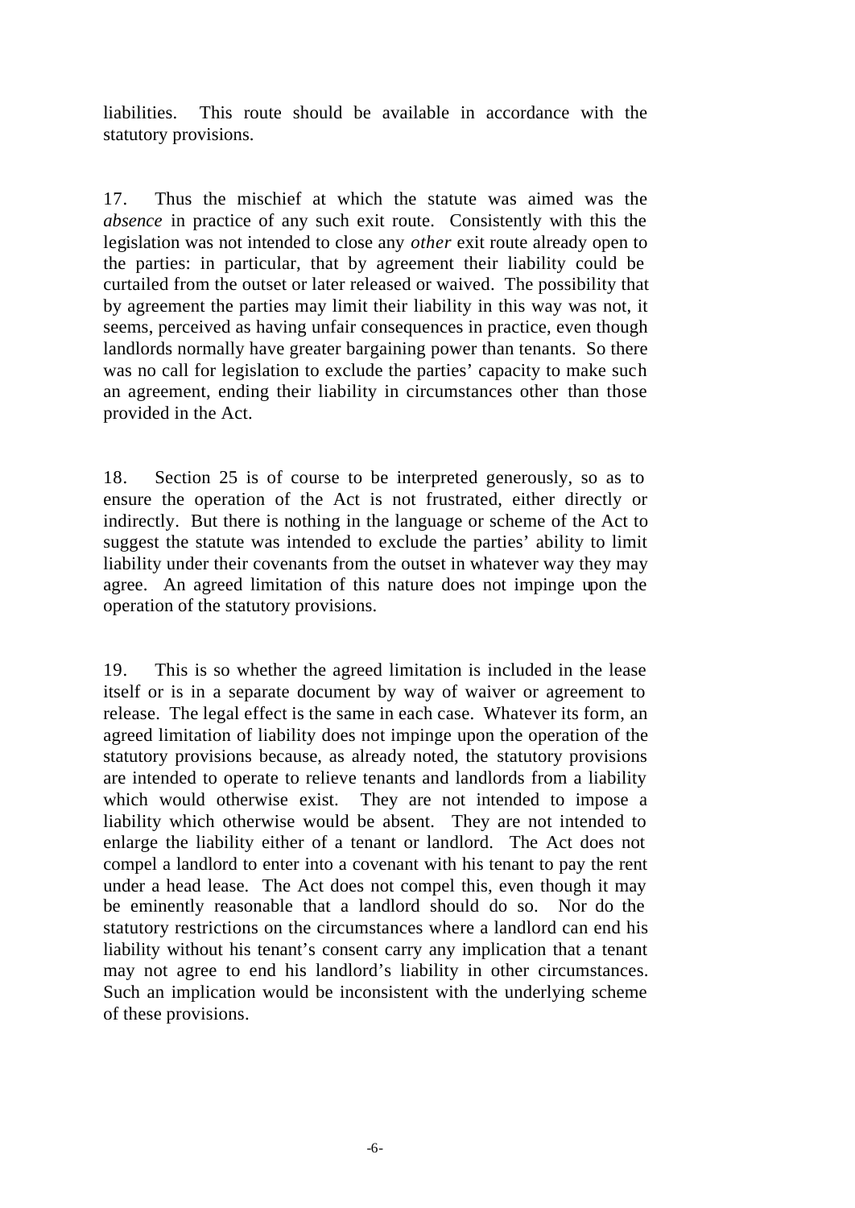liabilities. This route should be available in accordance with the statutory provisions.

17. Thus the mischief at which the statute was aimed was the *absence* in practice of any such exit route. Consistently with this the legislation was not intended to close any *other* exit route already open to the parties: in particular, that by agreement their liability could be curtailed from the outset or later released or waived. The possibility that by agreement the parties may limit their liability in this way was not, it seems, perceived as having unfair consequences in practice, even though landlords normally have greater bargaining power than tenants. So there was no call for legislation to exclude the parties' capacity to make such an agreement, ending their liability in circumstances other than those provided in the Act.

18. Section 25 is of course to be interpreted generously, so as to ensure the operation of the Act is not frustrated, either directly or indirectly. But there is nothing in the language or scheme of the Act to suggest the statute was intended to exclude the parties' ability to limit liability under their covenants from the outset in whatever way they may agree. An agreed limitation of this nature does not impinge upon the operation of the statutory provisions.

19. This is so whether the agreed limitation is included in the lease itself or is in a separate document by way of waiver or agreement to release. The legal effect is the same in each case. Whatever its form, an agreed limitation of liability does not impinge upon the operation of the statutory provisions because, as already noted, the statutory provisions are intended to operate to relieve tenants and landlords from a liability which would otherwise exist. They are not intended to impose a liability which otherwise would be absent. They are not intended to enlarge the liability either of a tenant or landlord. The Act does not compel a landlord to enter into a covenant with his tenant to pay the rent under a head lease. The Act does not compel this, even though it may be eminently reasonable that a landlord should do so. Nor do the statutory restrictions on the circumstances where a landlord can end his liability without his tenant's consent carry any implication that a tenant may not agree to end his landlord's liability in other circumstances. Such an implication would be inconsistent with the underlying scheme of these provisions.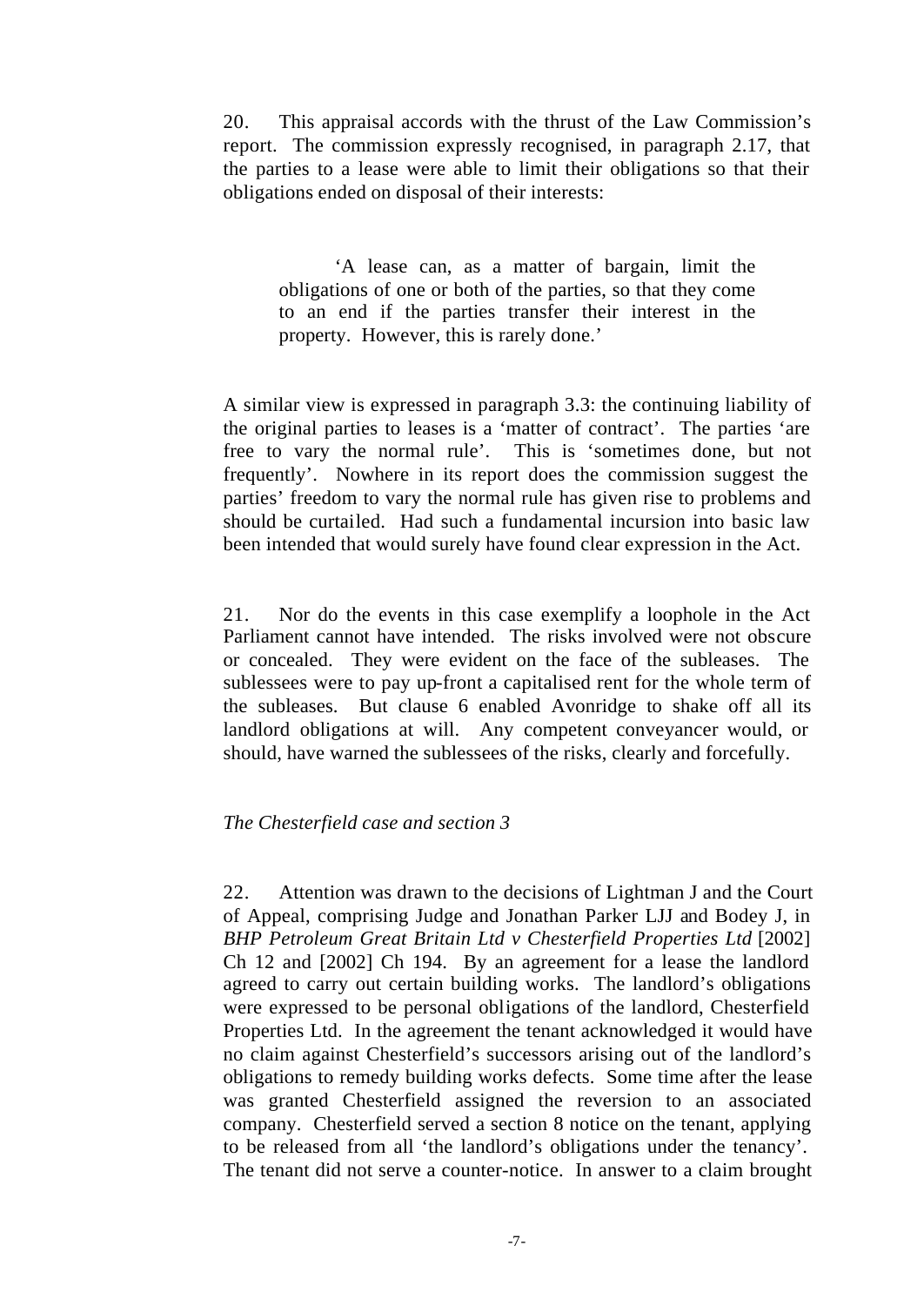20. This appraisal accords with the thrust of the Law Commission's report. The commission expressly recognised, in paragraph 2.17, that the parties to a lease were able to limit their obligations so that their obligations ended on disposal of their interests:

> 'A lease can, as a matter of bargain, limit the obligations of one or both of the parties, so that they come to an end if the parties transfer their interest in the property. However, this is rarely done.'

A similar view is expressed in paragraph 3.3: the continuing liability of the original parties to leases is a 'matter of contract'. The parties 'are free to vary the normal rule'. This is 'sometimes done, but not frequently'. Nowhere in its report does the commission suggest the parties' freedom to vary the normal rule has given rise to problems and should be curtailed. Had such a fundamental incursion into basic law been intended that would surely have found clear expression in the Act.

21. Nor do the events in this case exemplify a loophole in the Act Parliament cannot have intended. The risks involved were not obscure or concealed. They were evident on the face of the subleases. The sublessees were to pay up-front a capitalised rent for the whole term of the subleases. But clause 6 enabled Avonridge to shake off all its landlord obligations at will. Any competent conveyancer would, or should, have warned the sublessees of the risks, clearly and forcefully.

*The Chesterfield case and section 3*

22. Attention was drawn to the decisions of Lightman J and the Court of Appeal, comprising Judge and Jonathan Parker LJJ and Bodey J, in *BHP Petroleum Great Britain Ltd v Chesterfield Properties Ltd* [2002] Ch 12 and [2002] Ch 194. By an agreement for a lease the landlord agreed to carry out certain building works. The landlord's obligations were expressed to be personal obligations of the landlord, Chesterfield Properties Ltd. In the agreement the tenant acknowledged it would have no claim against Chesterfield's successors arising out of the landlord's obligations to remedy building works defects. Some time after the lease was granted Chesterfield assigned the reversion to an associated company. Chesterfield served a section 8 notice on the tenant, applying to be released from all 'the landlord's obligations under the tenancy'. The tenant did not serve a counter-notice. In answer to a claim brought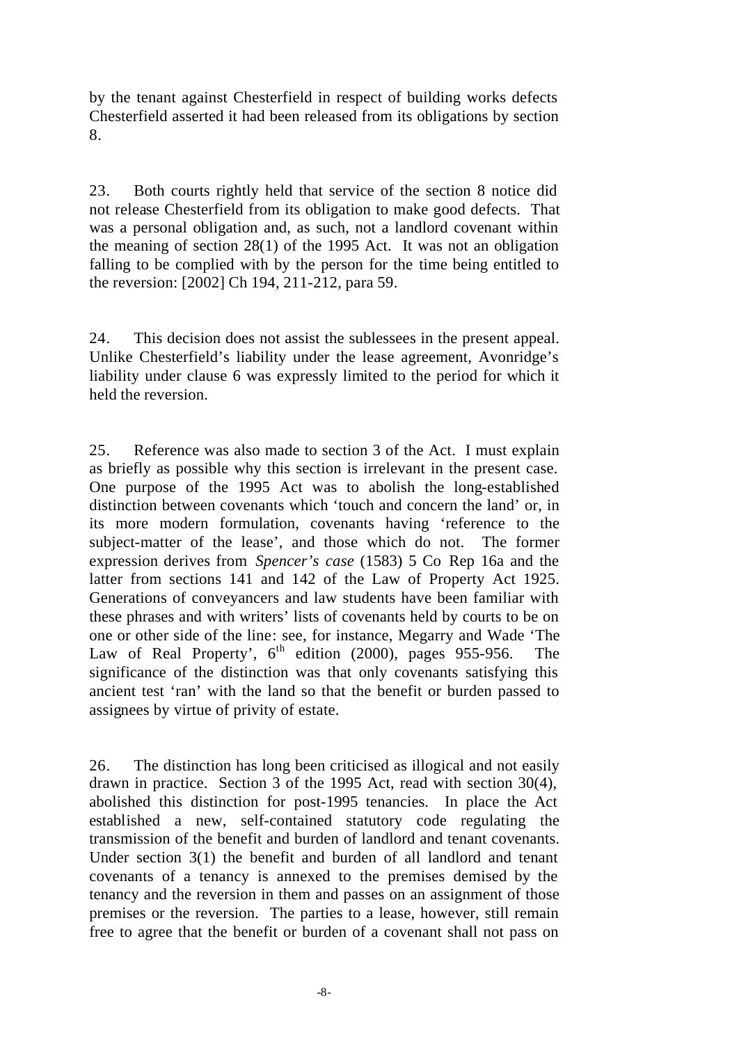by the tenant against Chesterfield in respect of building works defects Chesterfield asserted it had been released from its obligations by section 8.

23. Both courts rightly held that service of the section 8 notice did not release Chesterfield from its obligation to make good defects. That was a personal obligation and, as such, not a landlord covenant within the meaning of section 28(1) of the 1995 Act. It was not an obligation falling to be complied with by the person for the time being entitled to the reversion: [2002] Ch 194, 211-212, para 59.

24. This decision does not assist the sublessees in the present appeal. Unlike Chesterfield's liability under the lease agreement, Avonridge's liability under clause 6 was expressly limited to the period for which it held the reversion.

25. Reference was also made to section 3 of the Act. I must explain as briefly as possible why this section is irrelevant in the present case. One purpose of the 1995 Act was to abolish the long-established distinction between covenants which 'touch and concern the land' or, in its more modern formulation, covenants having 'reference to the subject-matter of the lease', and those which do not. The former expression derives from *Spencer's case* (1583) 5 Co Rep 16a and the latter from sections 141 and 142 of the Law of Property Act 1925. Generations of conveyancers and law students have been familiar with these phrases and with writers' lists of covenants held by courts to be on one or other side of the line: see, for instance, Megarry and Wade 'The Law of Real Property', 6th edition (2000), pages 955-956. The significance of the distinction was that only covenants satisfying this ancient test 'ran' with the land so that the benefit or burden passed to assignees by virtue of privity of estate.

26. The distinction has long been criticised as illogical and not easily drawn in practice. Section 3 of the 1995 Act, read with section 30(4), abolished this distinction for post-1995 tenancies. In place the Act established a new, self-contained statutory code regulating the transmission of the benefit and burden of landlord and tenant covenants. Under section 3(1) the benefit and burden of all landlord and tenant covenants of a tenancy is annexed to the premises demised by the tenancy and the reversion in them and passes on an assignment of those premises or the reversion. The parties to a lease, however, still remain free to agree that the benefit or burden of a covenant shall not pass on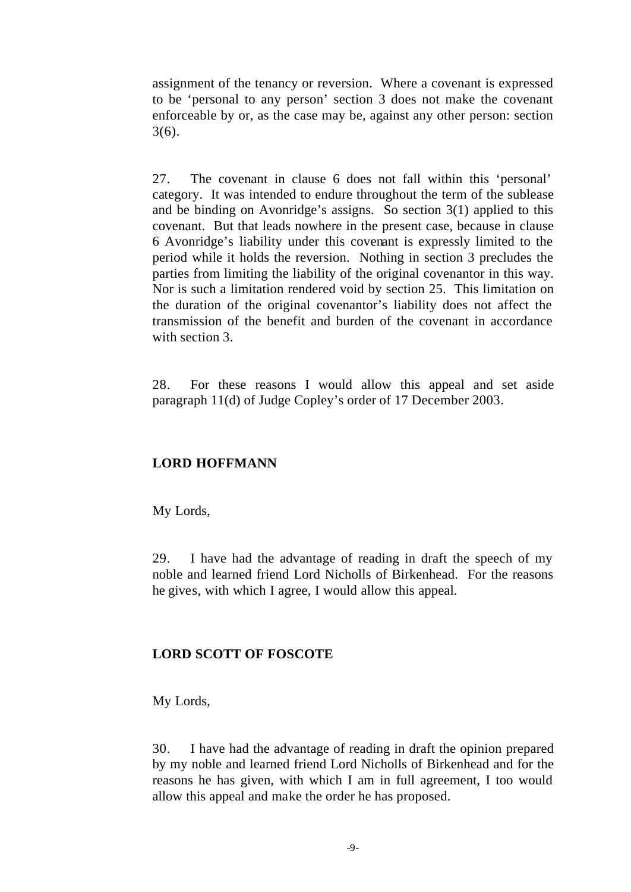assignment of the tenancy or reversion. Where a covenant is expressed to be 'personal to any person' section 3 does not make the covenant enforceable by or, as the case may be, against any other person: section 3(6).

27. The covenant in clause 6 does not fall within this 'personal' category. It was intended to endure throughout the term of the sublease and be binding on Avonridge's assigns. So section 3(1) applied to this covenant. But that leads nowhere in the present case, because in clause 6 Avonridge's liability under this covenant is expressly limited to the period while it holds the reversion. Nothing in section 3 precludes the parties from limiting the liability of the original covenantor in this way. Nor is such a limitation rendered void by section 25. This limitation on the duration of the original covenantor's liability does not affect the transmission of the benefit and burden of the covenant in accordance with section 3.

28. For these reasons I would allow this appeal and set aside paragraph 11(d) of Judge Copley's order of 17 December 2003.

**LORD HOFFMANN**

My Lords,

29. I have had the advantage of reading in draft the speech of my noble and learned friend Lord Nicholls of Birkenhead. For the reasons he gives, with which I agree, I would allow this appeal.

**LORD SCOTT OF FOSCOTE**

My Lords,

30. I have had the advantage of reading in draft the opinion prepared by my noble and learned friend Lord Nicholls of Birkenhead and for the reasons he has given, with which I am in full agreement, I too would allow this appeal and make the order he has proposed.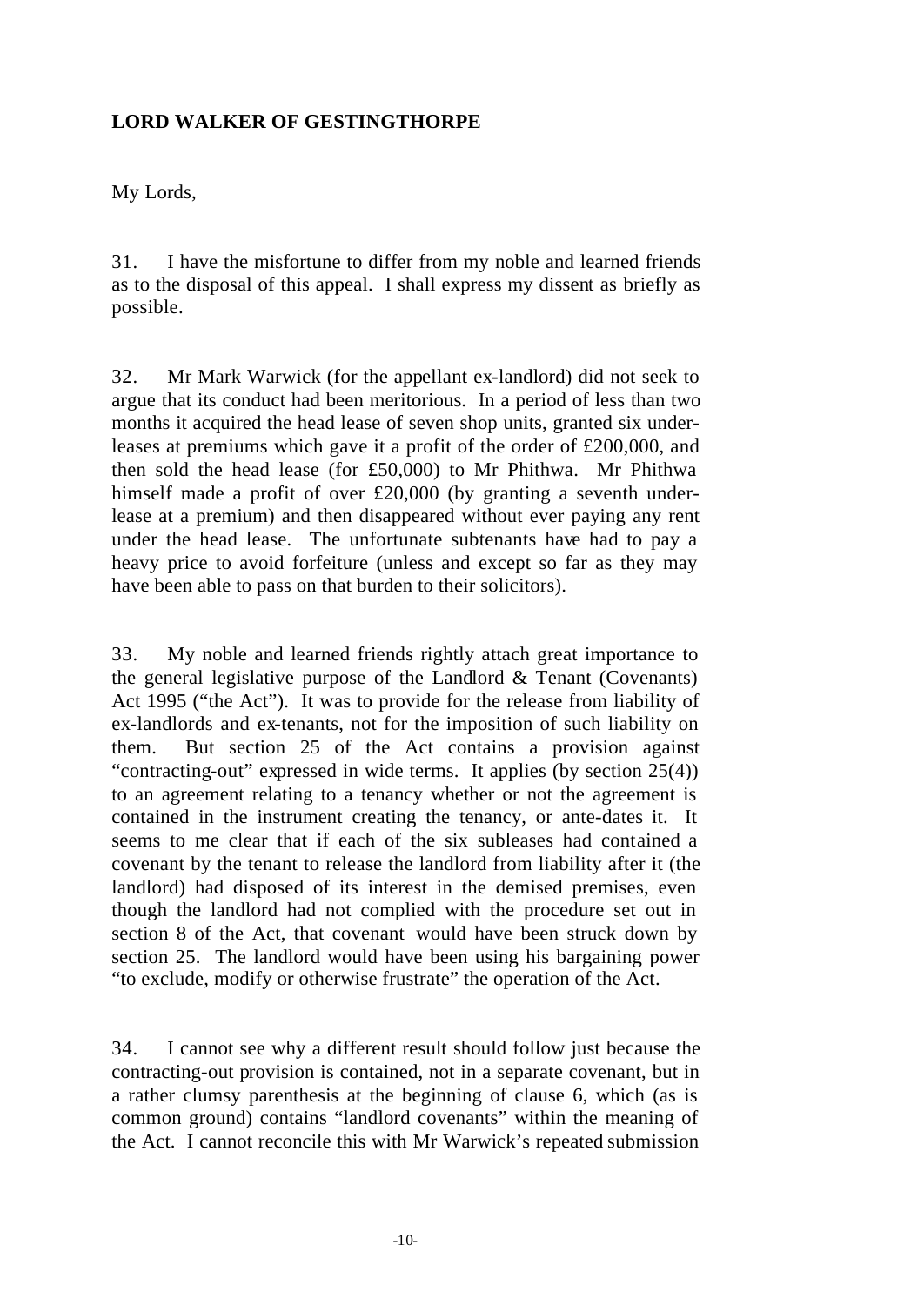**LORD WALKER OF GESTINGTHORPE**

My Lords,

31. I have the misfortune to differ from my noble and learned friends as to the disposal of this appeal. I shall express my dissent as briefly as possible.

32. Mr Mark Warwick (for the appellant ex-landlord) did not seek to argue that its conduct had been meritorious. In a period of less than two months it acquired the head lease of seven shop units, granted six under-leases at premiums which gave it a profit of the order of £200,000, and then sold the head lease (for £50,000) to Mr Phithwa. Mr Phithwa himself made a profit of over £20,000 (by granting a seventh under-lease at a premium) and then disappeared without ever paying any rent under the head lease. The unfortunate subtenants have had to pay a heavy price to avoid forfeiture (unless and except so far as they may have been able to pass on that burden to their solicitors).

33. My noble and learned friends rightly attach great importance to the general legislative purpose of the Landlord & Tenant (Covenants) Act 1995 ("the Act"). It was to provide for the release from liability of ex-landlords and ex-tenants, not for the imposition of such liability on them. But section 25 of the Act contains a provision against "contracting-out" expressed in wide terms. It applies (by section 25(4)) to an agreement relating to a tenancy whether or not the agreement is contained in the instrument creating the tenancy, or ante-dates it. It seems to me clear that if each of the six subleases had contained a covenant by the tenant to release the landlord from liability after it (the landlord) had disposed of its interest in the demised premises, even though the landlord had not complied with the procedure set out in section 8 of the Act, that covenant would have been struck down by section 25. The landlord would have been using his bargaining power "to exclude, modify or otherwise frustrate" the operation of the Act.

34. I cannot see why a different result should follow just because the contracting-out provision is contained, not in a separate covenant, but in a rather clumsy parenthesis at the beginning of clause 6, which (as is common ground) contains "landlord covenants" within the meaning of the Act. I cannot reconcile this with Mr Warwick's repeated submission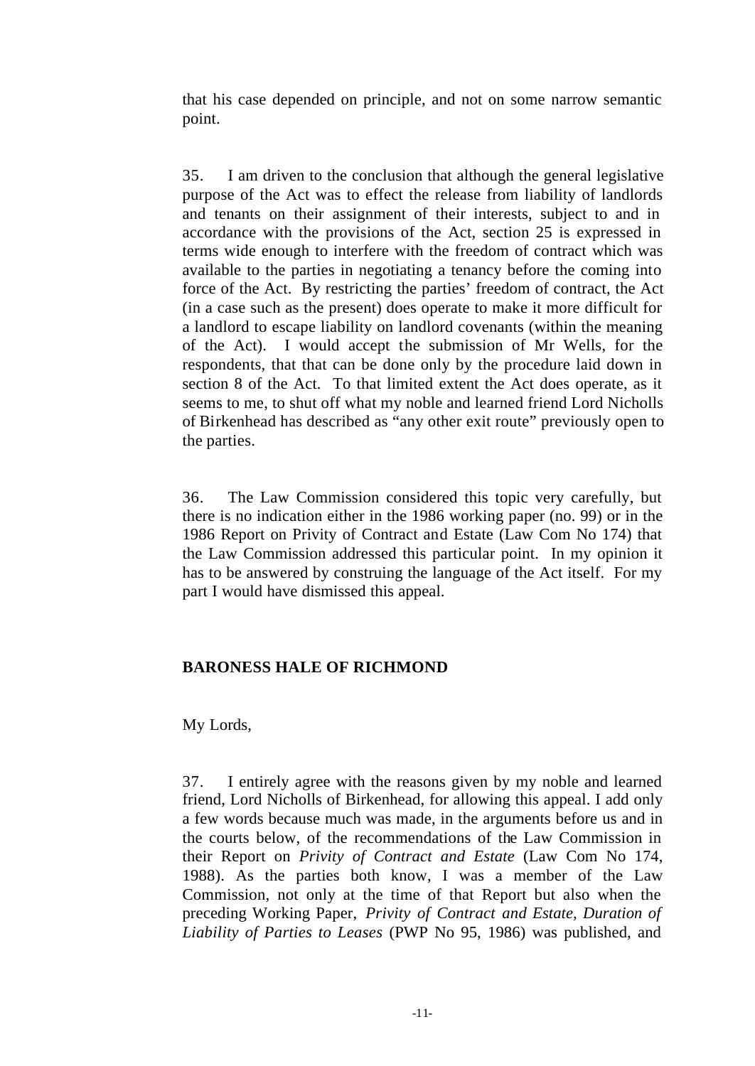that his case depended on principle, and not on some narrow semantic point.

35. I am driven to the conclusion that although the general legislative purpose of the Act was to effect the release from liability of landlords and tenants on their assignment of their interests, subject to and in accordance with the provisions of the Act, section 25 is expressed in terms wide enough to interfere with the freedom of contract which was available to the parties in negotiating a tenancy before the coming into force of the Act. By restricting the parties' freedom of contract, the Act (in a case such as the present) does operate to make it more difficult for a landlord to escape liability on landlord covenants (within the meaning of the Act). I would accept the submission of Mr Wells, for the respondents, that that can be done only by the procedure laid down in section 8 of the Act. To that limited extent the Act does operate, as it seems to me, to shut off what my noble and learned friend Lord Nicholls of Birkenhead has described as "any other exit route" previously open to the parties.

36. The Law Commission considered this topic very carefully, but there is no indication either in the 1986 working paper (no. 99) or in the 1986 Report on Privity of Contract and Estate (Law Com No 174) that the Law Commission addressed this particular point. In my opinion it has to be answered by construing the language of the Act itself. For my part I would have dismissed this appeal.

## BARONESS HALE OF RICHMOND

My Lords,

37. I entirely agree with the reasons given by my noble and learned friend, Lord Nicholls of Birkenhead, for allowing this appeal. I add only a few words because much was made, in the arguments before us and in the courts below, of the recommendations of the Law Commission in their Report on *Privity of Contract and Estate* (Law Com No 174, 1988). As the parties both know, I was a member of the Law Commission, not only at the time of that Report but also when the preceding Working Paper, *Privity of Contract and Estate, Duration of Liability of Parties to Leases* (PWP No 95, 1986) was published, and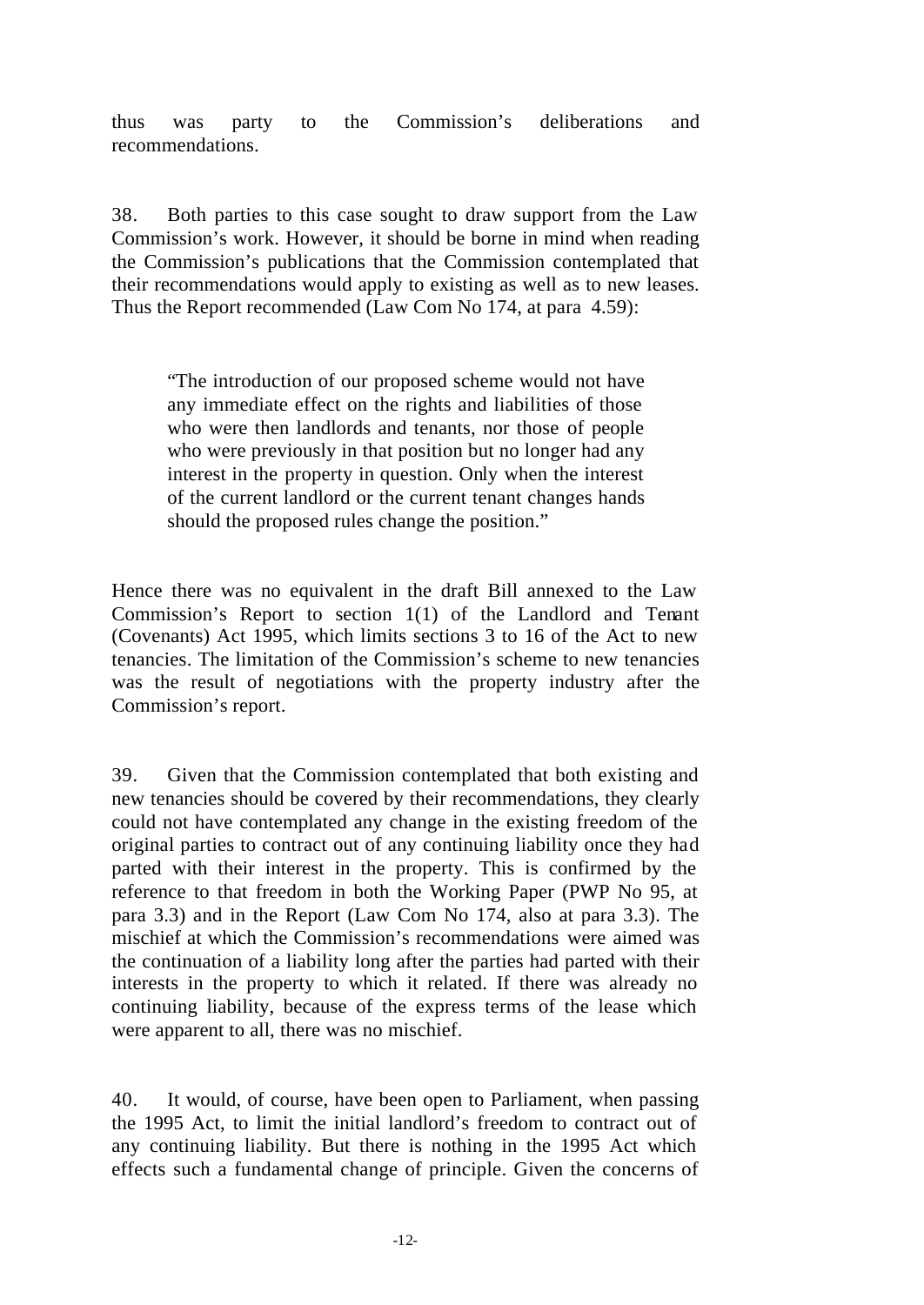thus was party to the Commission's deliberations and recommendations.

38. Both parties to this case sought to draw support from the Law Commission's work. However, it should be borne in mind when reading the Commission's publications that the Commission contemplated that their recommendations would apply to existing as well as to new leases. Thus the Report recommended (Law Com No 174, at para 4.59):

> "The introduction of our proposed scheme would not have any immediate effect on the rights and liabilities of those who were then landlords and tenants, nor those of people who were previously in that position but no longer had any interest in the property in question. Only when the interest of the current landlord or the current tenant changes hands should the proposed rules change the position."

Hence there was no equivalent in the draft Bill annexed to the Law Commission's Report to section 1(1) of the Landlord and Tenant (Covenants) Act 1995, which limits sections 3 to 16 of the Act to new tenancies. The limitation of the Commission's scheme to new tenancies was the result of negotiations with the property industry after the Commission's report.

39. Given that the Commission contemplated that both existing and new tenancies should be covered by their recommendations, they clearly could not have contemplated any change in the existing freedom of the original parties to contract out of any continuing liability once they had parted with their interest in the property. This is confirmed by the reference to that freedom in both the Working Paper (PWP No 95, at para 3.3) and in the Report (Law Com No 174, also at para 3.3). The mischief at which the Commission's recommendations were aimed was the continuation of a liability long after the parties had parted with their interests in the property to which it related. If there was already no continuing liability, because of the express terms of the lease which were apparent to all, there was no mischief.

40. It would, of course, have been open to Parliament, when passing the 1995 Act, to limit the initial landlord's freedom to contract out of any continuing liability. But there is nothing in the 1995 Act which effects such a fundamental change of principle. Given the concerns of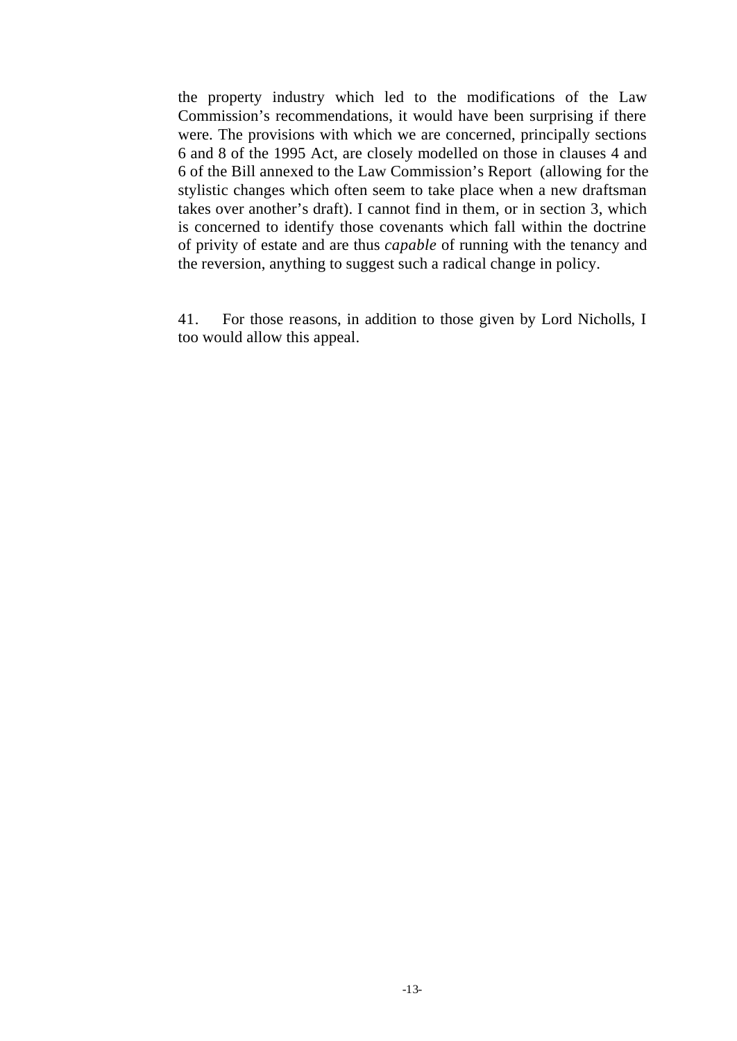the property industry which led to the modifications of the Law Commission's recommendations, it would have been surprising if there were. The provisions with which we are concerned, principally sections 6 and 8 of the 1995 Act, are closely modelled on those in clauses 4 and 6 of the Bill annexed to the Law Commission's Report (allowing for the stylistic changes which often seem to take place when a new draftsman takes over another's draft). I cannot find in them, or in section 3, which is concerned to identify those covenants which fall within the doctrine of privity of estate and are thus *capable* of running with the tenancy and the reversion, anything to suggest such a radical change in policy.

41. For those reasons, in addition to those given by Lord Nicholls, I too would allow this appeal.